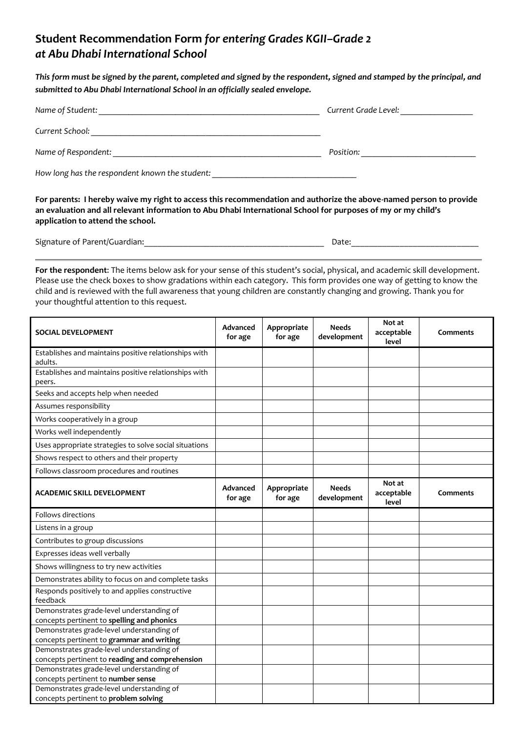## Student Recommendation Form *for entering Grades KGII–Grade 2 at Abu Dhabi International School*

***This form must be signed by the parent, completed and signed by the respondent, signed and stamped by the principal, and submitted to Abu Dhabi International School in an officially sealed envelope.***

*Name of Student:* ___________________________________________________ *Current Grade Level:* _________________

*Current School:* _______________________________________________________

*Name of Respondent:* __________________________________________________ *Position:* ___________________________

*How long has the respondent known the student:* _________________________________

**For parents: I hereby waive my right to access this recommendation and authorize the above-named person to provide an evaluation and all relevant information to Abu Dhabi International School for purposes of my or my child's application to attend the school.**

Signature of Parent/Guardian:__________________________________________ Date:_____________________________

---

**For the respondent**: The items below ask for your sense of this student's social, physical, and academic skill development. Please use the check boxes to show gradations within each category. This form provides one way of getting to know the child and is reviewed with the full awareness that young children are constantly changing and growing. Thank you for your thoughtful attention to this request.

| SOCIAL DEVELOPMENT | Advanced for age | Appropriate for age | Needs development | Not at acceptable level | Comments |
|---|---|---|---|---|---|
| Establishes and maintains positive relationships with adults. | | | | | |
| Establishes and maintains positive relationships with peers. | | | | | |
| Seeks and accepts help when needed | | | | | |
| Assumes responsibility | | | | | |
| Works cooperatively in a group | | | | | |
| Works well independently | | | | | |
| Uses appropriate strategies to solve social situations | | | | | |
| Shows respect to others and their property | | | | | |
| Follows classroom procedures and routines | | | | | |
| **ACADEMIC SKILL DEVELOPMENT** | **Advanced for age** | **Appropriate for age** | **Needs development** | **Not at acceptable level** | **Comments** |
| Follows directions | | | | | |
| Listens in a group | | | | | |
| Contributes to group discussions | | | | | |
| Expresses ideas well verbally | | | | | |
| Shows willingness to try new activities | | | | | |
| Demonstrates ability to focus on and complete tasks | | | | | |
| Responds positively to and applies constructive feedback | | | | | |
| Demonstrates grade-level understanding of concepts pertinent to **spelling and phonics** | | | | | |
| Demonstrates grade-level understanding of concepts pertinent to **grammar and writing** | | | | | |
| Demonstrates grade-level understanding of concepts pertinent to **reading and comprehension** | | | | | |
| Demonstrates grade-level understanding of concepts pertinent to **number sense** | | | | | |
| Demonstrates grade-level understanding of concepts pertinent to **problem solving** | | | | | |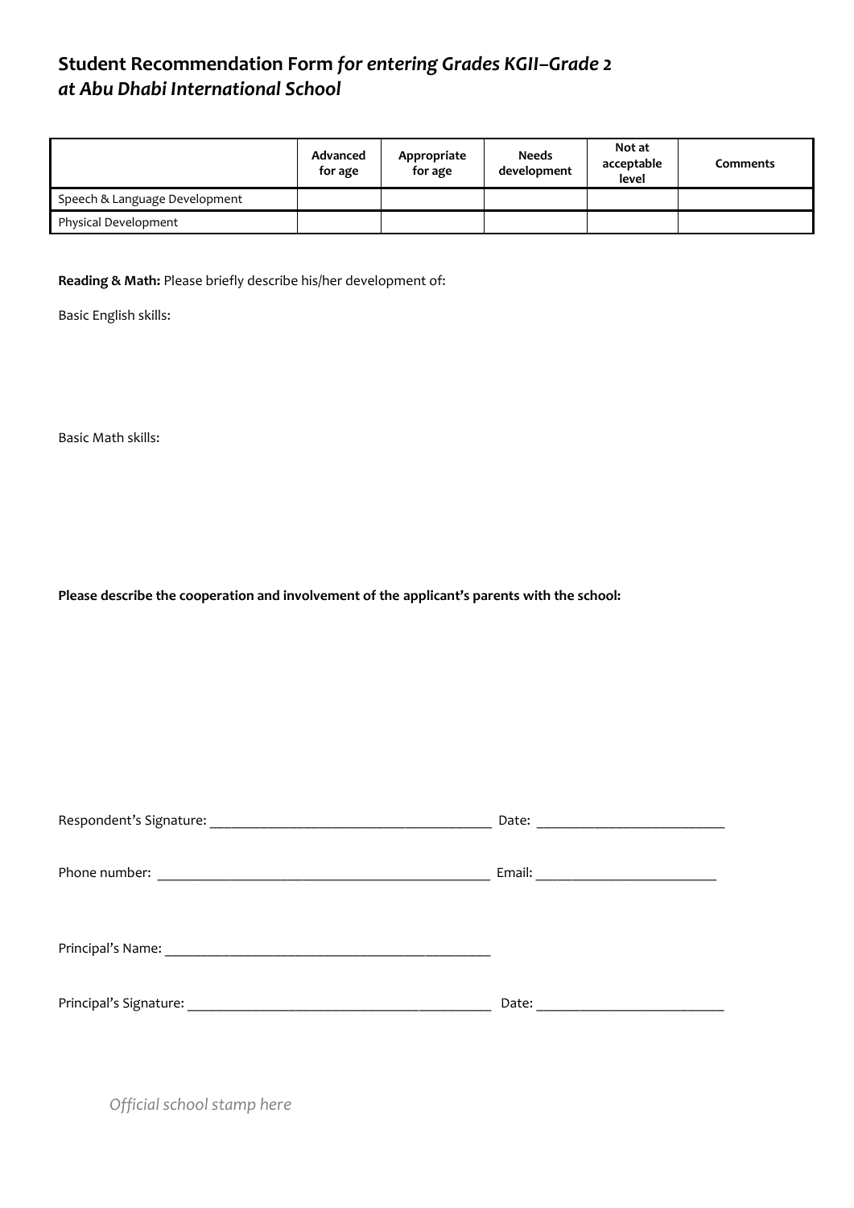## **Student Recommendation Form** *for entering Grades KGII–Grade 2 at Abu Dhabi International School*

| | Advanced for age | Appropriate for age | Needs development | Not at acceptable level | Comments |
|---|---|---|---|---|---|
| Speech & Language Development | | | | | |
| Physical Development | | | | | |

**Reading & Math:** Please briefly describe his/her development of:

Basic English skills:

Basic Math skills:

**Please describe the cooperation and involvement of the applicant's parents with the school:**

Respondent's Signature: ________________________________________ Date: ___________________________

Phone number: _______________________________________________ Email: __________________________

Principal's Name: ______________________________________________

Principal's Signature: ___________________________________________ Date: ___________________________

*Official school stamp here*